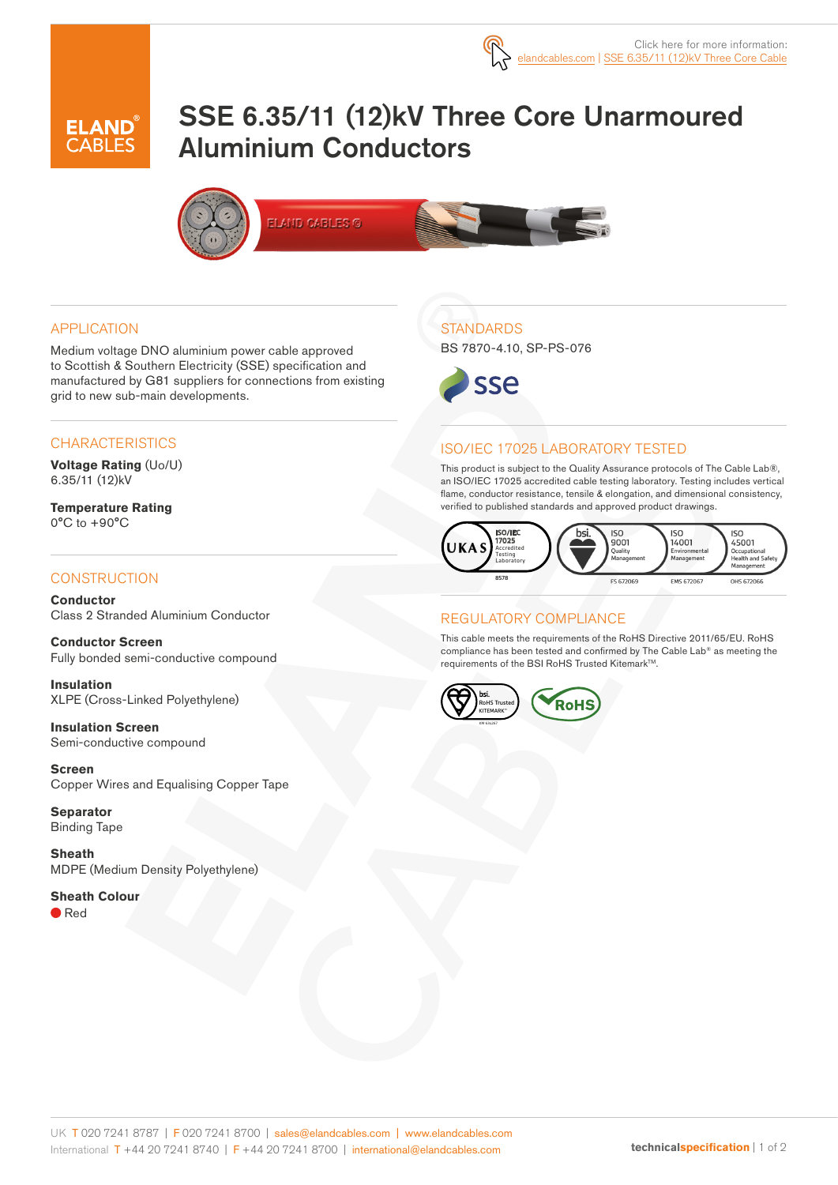Click here for more information: elandcables.com | SSE 6.35/11 (12)kV Three Core Cable

# SSE 6.35/11 (12)kV Three Core Unarmoured Aluminium Conductors

## APPLICATION

Medium voltage DNO aluminium power cable approved to Scottish & Southern Electricity (SSE) specification and manufactured by G81 suppliers for connections from existing grid to new sub-main developments.

## CHARACTERISTICS

**Voltage Rating** (Uo/U)
6.35/11 (12)kV

**Temperature Rating**
0°C to +90°C

## CONSTRUCTION

**Conductor**
Class 2 Stranded Aluminium Conductor

**Conductor Screen**
Fully bonded semi-conductive compound

**Insulation**
XLPE (Cross-Linked Polyethylene)

**Insulation Screen**
Semi-conductive compound

**Screen**
Copper Wires and Equalising Copper Tape

**Separator**
Binding Tape

**Sheath**
MDPE (Medium Density Polyethylene)

**Sheath Colour**
Red

## STANDARDS

BS 7870-4.10, SP-PS-076

## ISO/IEC 17025 LABORATORY TESTED

This product is subject to the Quality Assurance protocols of The Cable Lab®, an ISO/IEC 17025 accredited cable testing laboratory. Testing includes vertical flame, conductor resistance, tensile & elongation, and dimensional consistency, verified to published standards and approved product drawings.

## REGULATORY COMPLIANCE

This cable meets the requirements of the RoHS Directive 2011/65/EU. RoHS compliance has been tested and confirmed by The Cable Lab® as meeting the requirements of the BSI RoHS Trusted Kitemark™.

UK T 020 7241 8787 | F 020 7241 8700 | sales@elandcables.com | www.elandcables.com
International T +44 20 7241 8740 | F +44 20 7241 8700 | international@elandcables.com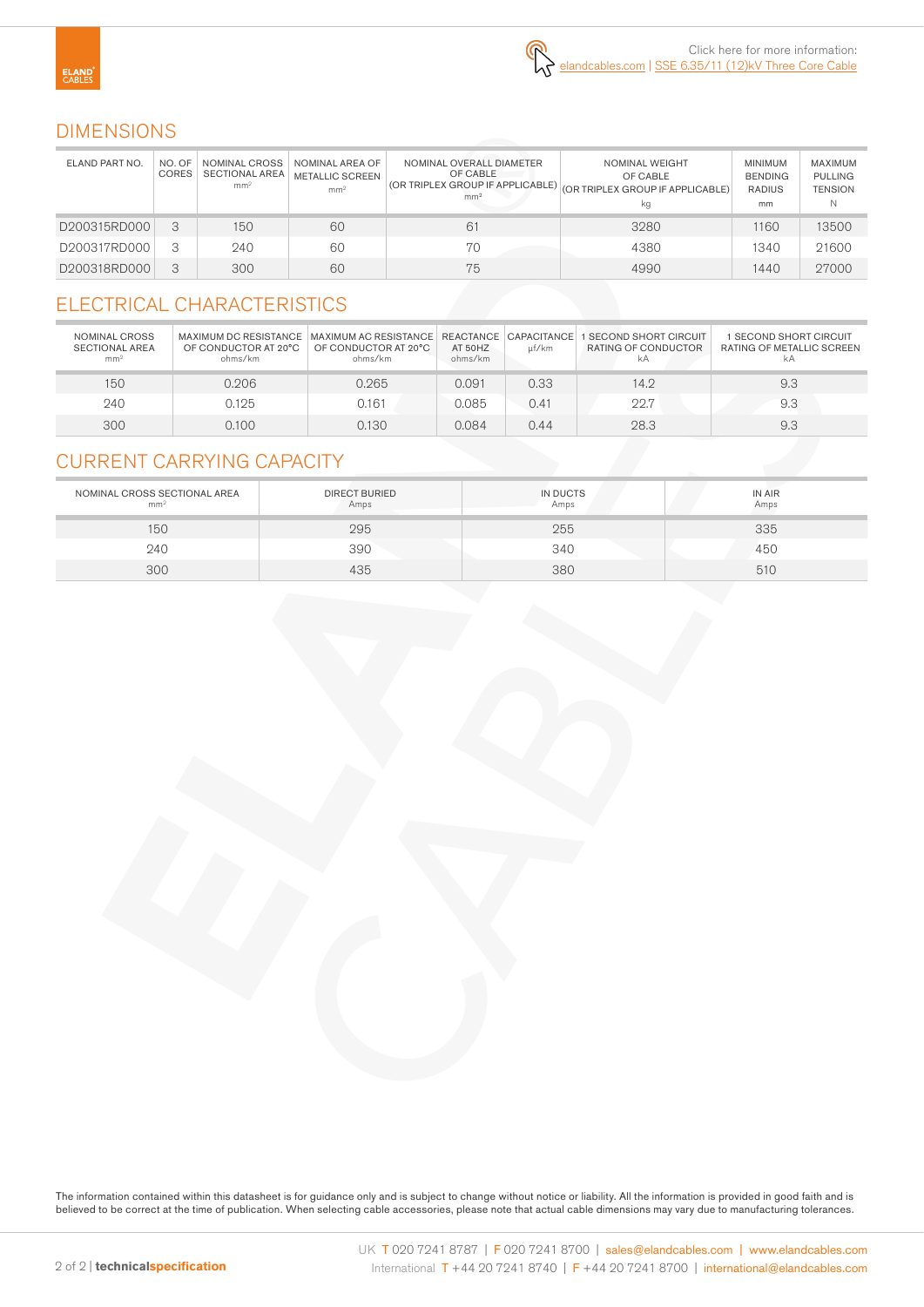Click here for more information:
elandcables.com | SSE 6.35/11 (12)kV Three Core Cable

## DIMENSIONS

| ELAND PART NO. | NO. OF CORES | NOMINAL CROSS SECTIONAL AREA mm² | NOMINAL AREA OF METALLIC SCREEN mm² | NOMINAL OVERALL DIAMETER OF CABLE (OR TRIPLEX GROUP IF APPLICABLE) mm² | NOMINAL WEIGHT OF CABLE (OR TRIPLEX GROUP IF APPLICABLE) kg | MINIMUM BENDING RADIUS mm | MAXIMUM PULLING TENSION N |
|---|---|---|---|---|---|---|---|
| D200315RD000 | 3 | 150 | 60 | 61 | 3280 | 1160 | 13500 |
| D200317RD000 | 3 | 240 | 60 | 70 | 4380 | 1340 | 21600 |
| D200318RD000 | 3 | 300 | 60 | 75 | 4990 | 1440 | 27000 |

## ELECTRICAL CHARACTERISTICS

| NOMINAL CROSS SECTIONAL AREA mm² | MAXIMUM DC RESISTANCE OF CONDUCTOR AT 20°C ohms/km | MAXIMUM AC RESISTANCE OF CONDUCTOR AT 20°C ohms/km | REACTANCE AT 50HZ ohms/km | CAPACITANCE μf/km | 1 SECOND SHORT CIRCUIT RATING OF CONDUCTOR kA | 1 SECOND SHORT CIRCUIT RATING OF METALLIC SCREEN kA |
|---|---|---|---|---|---|---|
| 150 | 0.206 | 0.265 | 0.091 | 0.33 | 14.2 | 9.3 |
| 240 | 0.125 | 0.161 | 0.085 | 0.41 | 22.7 | 9.3 |
| 300 | 0.100 | 0.130 | 0.084 | 0.44 | 28.3 | 9.3 |

## CURRENT CARRYING CAPACITY

| NOMINAL CROSS SECTIONAL AREA mm² | DIRECT BURIED Amps | IN DUCTS Amps | IN AIR Amps |
|---|---|---|---|
| 150 | 295 | 255 | 335 |
| 240 | 390 | 340 | 450 |
| 300 | 435 | 380 | 510 |

The information contained within this datasheet is for guidance only and is subject to change without notice or liability. All the information is provided in good faith and is believed to be correct at the time of publication. When selecting cable accessories, please note that actual cable dimensions may vary due to manufacturing tolerances.

UK T 020 7241 8787 | F 020 7241 8700 | sales@elandcables.com | www.elandcables.com
International T +44 20 7241 8740 | F +44 20 7241 8700 | international@elandcables.com